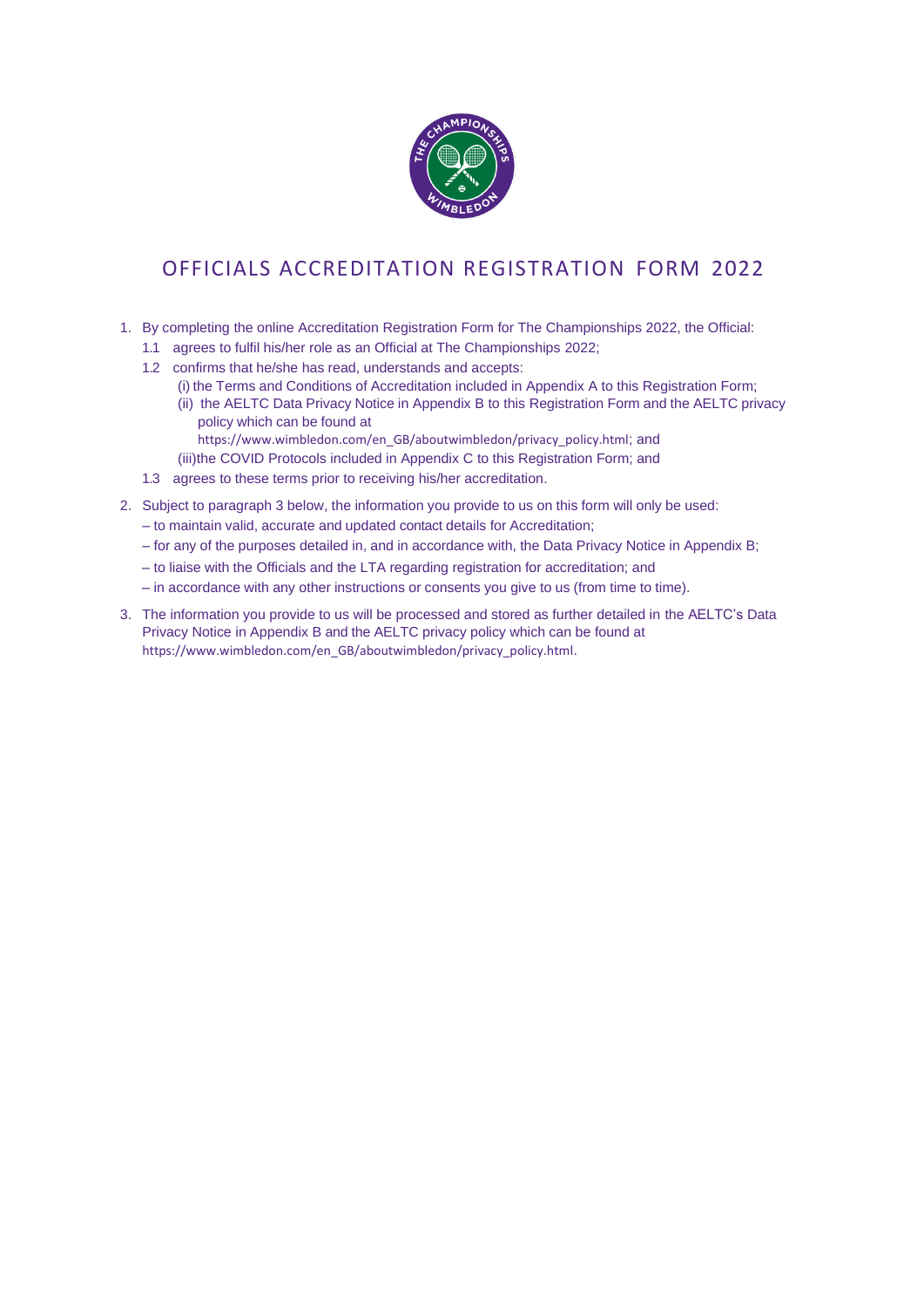# OFFICIALS ACCREDITATION REGISTRATION FORM 2022

1. By completing the online Accreditation Registration Form for The Championships 2022, the Official:
   1.1 agrees to fulfil his/her role as an Official at The Championships 2022;
   1.2 confirms that he/she has read, understands and accepts:
      (i) the Terms and Conditions of Accreditation included in Appendix A to this Registration Form;
      (ii) the AELTC Data Privacy Notice in Appendix B to this Registration Form and the AELTC privacy policy which can be found at https://www.wimbledon.com/en_GB/aboutwimbledon/privacy_policy.html; and
      (iii) the COVID Protocols included in Appendix C to this Registration Form; and
   1.3 agrees to these terms prior to receiving his/her accreditation.

2. Subject to paragraph 3 below, the information you provide to us on this form will only be used:
   – to maintain valid, accurate and updated contact details for Accreditation;
   – for any of the purposes detailed in, and in accordance with, the Data Privacy Notice in Appendix B;
   – to liaise with the Officials and the LTA regarding registration for accreditation; and
   – in accordance with any other instructions or consents you give to us (from time to time).

3. The information you provide to us will be processed and stored as further detailed in the AELTC's Data Privacy Notice in Appendix B and the AELTC privacy policy which can be found at https://www.wimbledon.com/en_GB/aboutwimbledon/privacy_policy.html.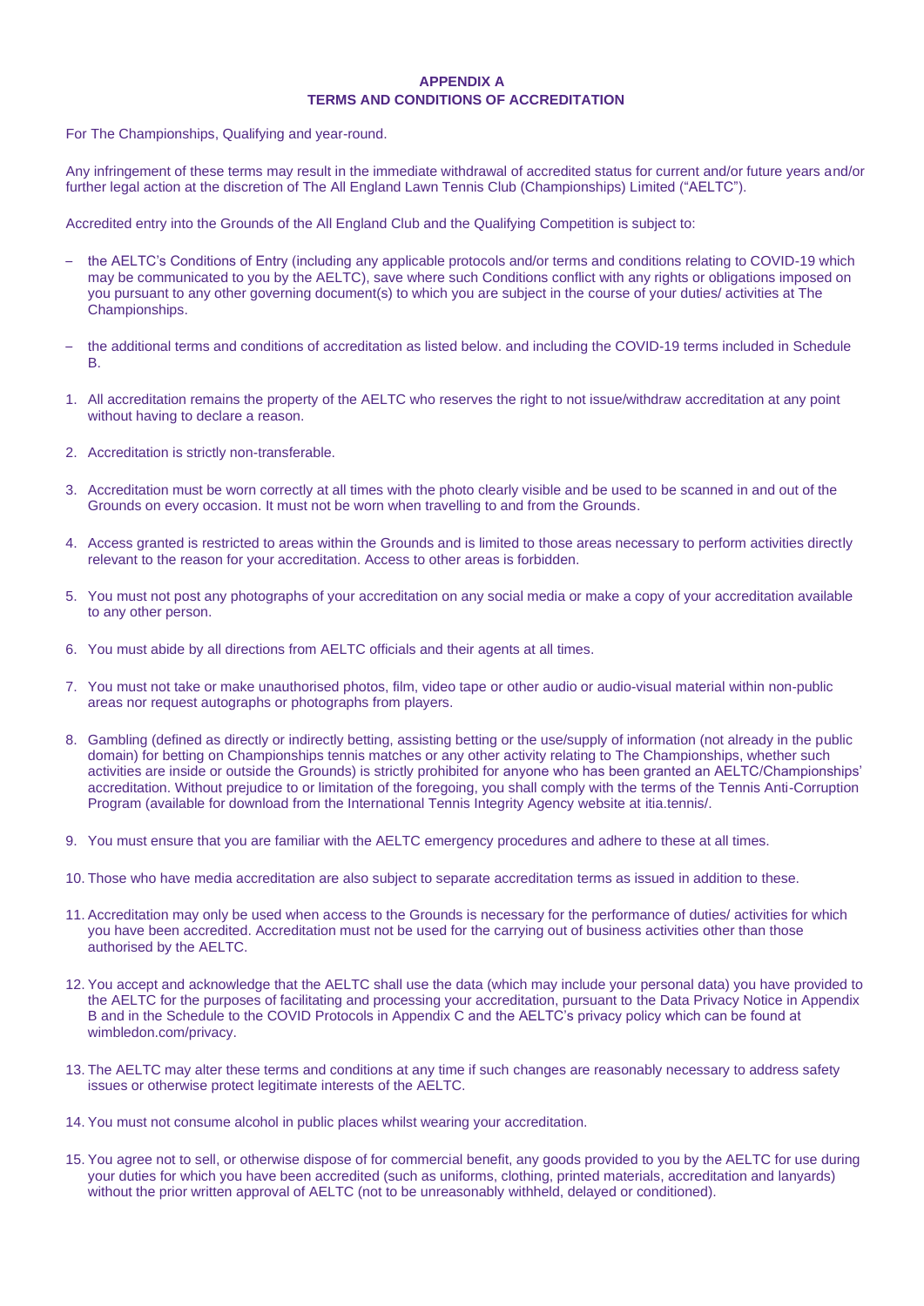**APPENDIX A**
**TERMS AND CONDITIONS OF ACCREDITATION**

For The Championships, Qualifying and year-round.

Any infringement of these terms may result in the immediate withdrawal of accredited status for current and/or future years and/or further legal action at the discretion of The All England Lawn Tennis Club (Championships) Limited ("AELTC").

Accredited entry into the Grounds of the All England Club and the Qualifying Competition is subject to:

– the AELTC's Conditions of Entry (including any applicable protocols and/or terms and conditions relating to COVID-19 which may be communicated to you by the AELTC), save where such Conditions conflict with any rights or obligations imposed on you pursuant to any other governing document(s) to which you are subject in the course of your duties/ activities at The Championships.

– the additional terms and conditions of accreditation as listed below. and including the COVID-19 terms included in Schedule B.

1. All accreditation remains the property of the AELTC who reserves the right to not issue/withdraw accreditation at any point without having to declare a reason.

2. Accreditation is strictly non-transferable.

3. Accreditation must be worn correctly at all times with the photo clearly visible and be used to be scanned in and out of the Grounds on every occasion. It must not be worn when travelling to and from the Grounds.

4. Access granted is restricted to areas within the Grounds and is limited to those areas necessary to perform activities directly relevant to the reason for your accreditation. Access to other areas is forbidden.

5. You must not post any photographs of your accreditation on any social media or make a copy of your accreditation available to any other person.

6. You must abide by all directions from AELTC officials and their agents at all times.

7. You must not take or make unauthorised photos, film, video tape or other audio or audio-visual material within non-public areas nor request autographs or photographs from players.

8. Gambling (defined as directly or indirectly betting, assisting betting or the use/supply of information (not already in the public domain) for betting on Championships tennis matches or any other activity relating to The Championships, whether such activities are inside or outside the Grounds) is strictly prohibited for anyone who has been granted an AELTC/Championships' accreditation. Without prejudice to or limitation of the foregoing, you shall comply with the terms of the Tennis Anti-Corruption Program (available for download from the International Tennis Integrity Agency website at itia.tennis/.

9. You must ensure that you are familiar with the AELTC emergency procedures and adhere to these at all times.

10. Those who have media accreditation are also subject to separate accreditation terms as issued in addition to these.

11. Accreditation may only be used when access to the Grounds is necessary for the performance of duties/ activities for which you have been accredited. Accreditation must not be used for the carrying out of business activities other than those authorised by the AELTC.

12. You accept and acknowledge that the AELTC shall use the data (which may include your personal data) you have provided to the AELTC for the purposes of facilitating and processing your accreditation, pursuant to the Data Privacy Notice in Appendix B and in the Schedule to the COVID Protocols in Appendix C and the AELTC's privacy policy which can be found at wimbledon.com/privacy.

13. The AELTC may alter these terms and conditions at any time if such changes are reasonably necessary to address safety issues or otherwise protect legitimate interests of the AELTC.

14. You must not consume alcohol in public places whilst wearing your accreditation.

15. You agree not to sell, or otherwise dispose of for commercial benefit, any goods provided to you by the AELTC for use during your duties for which you have been accredited (such as uniforms, clothing, printed materials, accreditation and lanyards) without the prior written approval of AELTC (not to be unreasonably withheld, delayed or conditioned).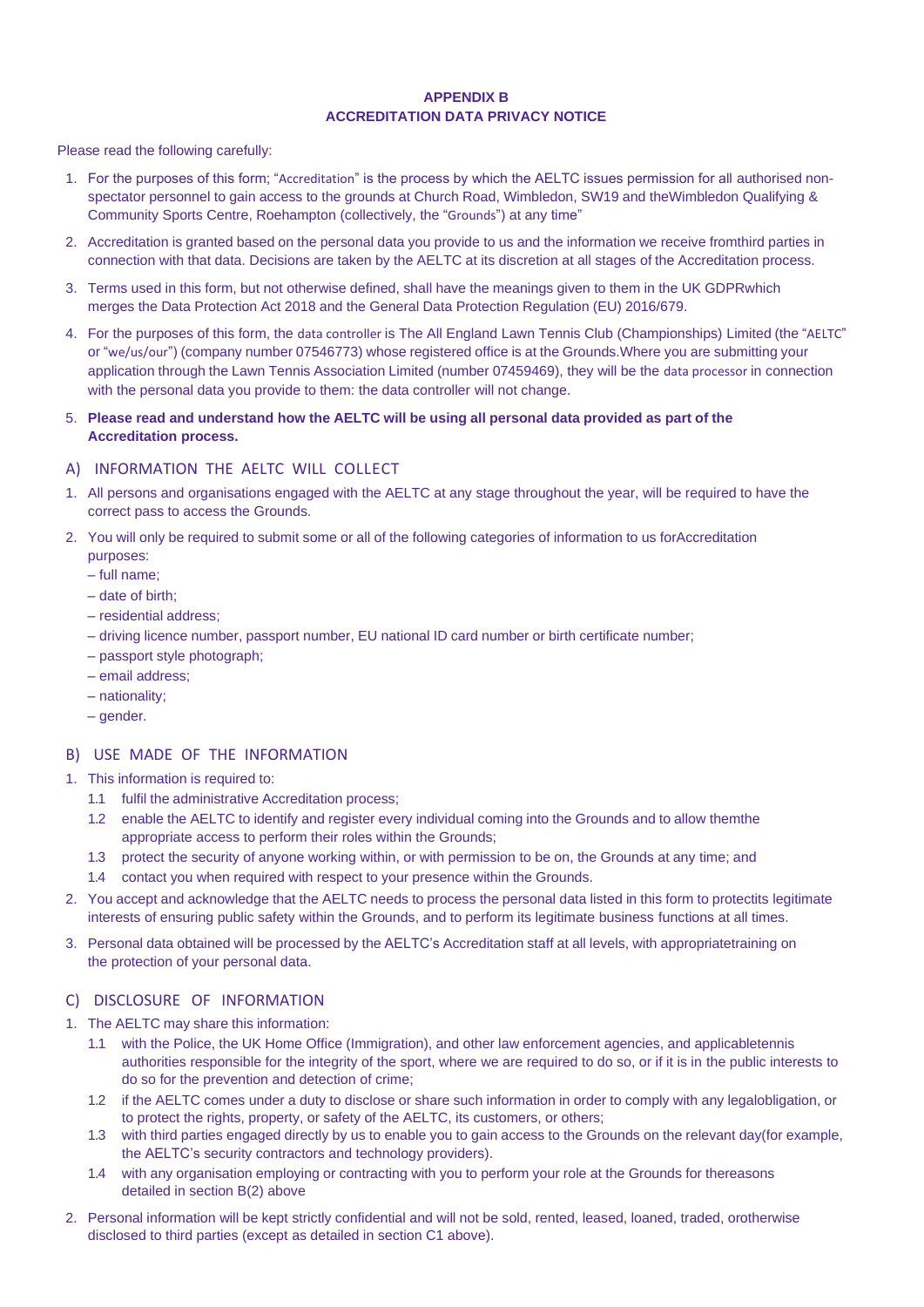**APPENDIX B**
**ACCREDITATION DATA PRIVACY NOTICE**

Please read the following carefully:

1. For the purposes of this form; "Accreditation" is the process by which the AELTC issues permission for all authorised non-spectator personnel to gain access to the grounds at Church Road, Wimbledon, SW19 and theWimbledon Qualifying & Community Sports Centre, Roehampton (collectively, the "Grounds") at any time"
2. Accreditation is granted based on the personal data you provide to us and the information we receive fromthird parties in connection with that data. Decisions are taken by the AELTC at its discretion at all stages of the Accreditation process.
3. Terms used in this form, but not otherwise defined, shall have the meanings given to them in the UK GDPRwhich merges the Data Protection Act 2018 and the General Data Protection Regulation (EU) 2016/679.
4. For the purposes of this form, the data controller is The All England Lawn Tennis Club (Championships) Limited (the "AELTC" or "we/us/our") (company number 07546773) whose registered office is at the Grounds.Where you are submitting your application through the Lawn Tennis Association Limited (number 07459469), they will be the data processor in connection with the personal data you provide to them: the data controller will not change.
5. **Please read and understand how the AELTC will be using all personal data provided as part of the Accreditation process.**

## A) INFORMATION THE AELTC WILL COLLECT

1. All persons and organisations engaged with the AELTC at any stage throughout the year, will be required to have the correct pass to access the Grounds.
2. You will only be required to submit some or all of the following categories of information to us forAccreditation purposes:
   – full name;
   – date of birth;
   – residential address;
   – driving licence number, passport number, EU national ID card number or birth certificate number;
   – passport style photograph;
   – email address;
   – nationality;
   – gender.

## B) USE MADE OF THE INFORMATION

1. This information is required to:
   1.1 fulfil the administrative Accreditation process;
   1.2 enable the AELTC to identify and register every individual coming into the Grounds and to allow themthe appropriate access to perform their roles within the Grounds;
   1.3 protect the security of anyone working within, or with permission to be on, the Grounds at any time; and
   1.4 contact you when required with respect to your presence within the Grounds.
2. You accept and acknowledge that the AELTC needs to process the personal data listed in this form to protectits legitimate interests of ensuring public safety within the Grounds, and to perform its legitimate business functions at all times.
3. Personal data obtained will be processed by the AELTC's Accreditation staff at all levels, with appropriatetraining on the protection of your personal data.

## C) DISCLOSURE OF INFORMATION

1. The AELTC may share this information:
   1.1 with the Police, the UK Home Office (Immigration), and other law enforcement agencies, and applicabletennis authorities responsible for the integrity of the sport, where we are required to do so, or if it is in the public interests to do so for the prevention and detection of crime;
   1.2 if the AELTC comes under a duty to disclose or share such information in order to comply with any legalobligation, or to protect the rights, property, or safety of the AELTC, its customers, or others;
   1.3 with third parties engaged directly by us to enable you to gain access to the Grounds on the relevant day(for example, the AELTC's security contractors and technology providers).
   1.4 with any organisation employing or contracting with you to perform your role at the Grounds for thereasons detailed in section B(2) above
2. Personal information will be kept strictly confidential and will not be sold, rented, leased, loaned, traded, orotherwise disclosed to third parties (except as detailed in section C1 above).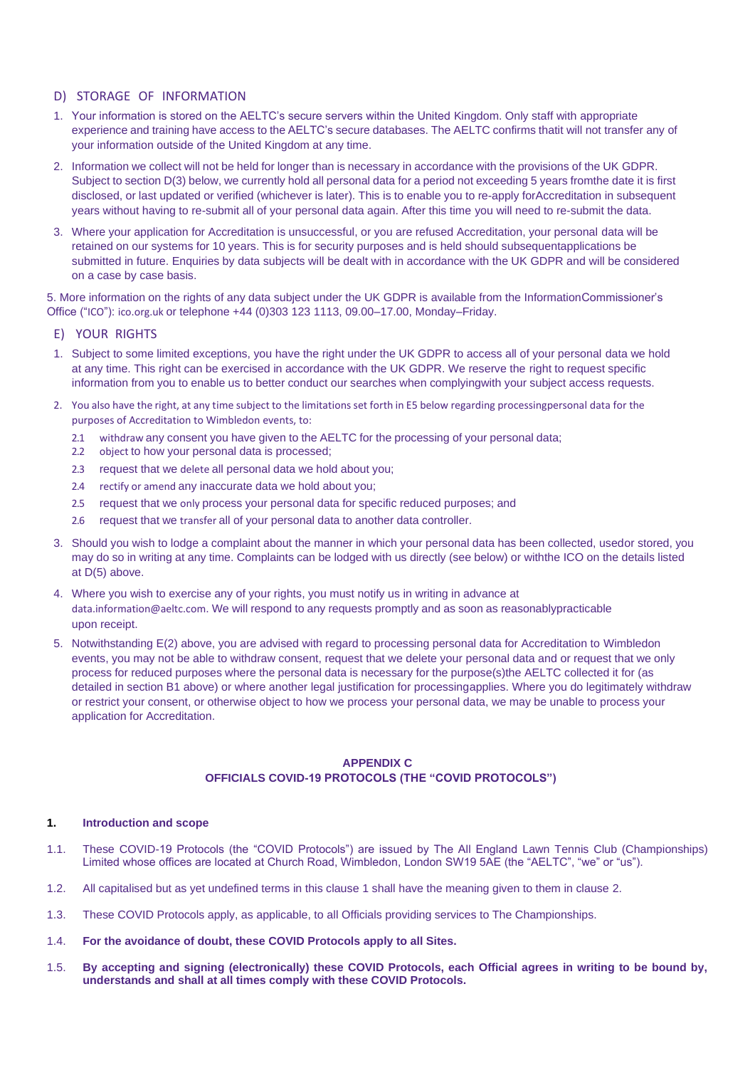## D) STORAGE OF INFORMATION

1. Your information is stored on the AELTC's secure servers within the United Kingdom. Only staff with appropriate experience and training have access to the AELTC's secure databases. The AELTC confirms thatit will not transfer any of your information outside of the United Kingdom at any time.

2. Information we collect will not be held for longer than is necessary in accordance with the provisions of the UK GDPR. Subject to section D(3) below, we currently hold all personal data for a period not exceeding 5 years fromthe date it is first disclosed, or last updated or verified (whichever is later). This is to enable you to re-apply forAccreditation in subsequent years without having to re-submit all of your personal data again. After this time you will need to re-submit the data.

3. Where your application for Accreditation is unsuccessful, or you are refused Accreditation, your personal data will be retained on our systems for 10 years. This is for security purposes and is held should subsequentapplications be submitted in future. Enquiries by data subjects will be dealt with in accordance with the UK GDPR and will be considered on a case by case basis.

5. More information on the rights of any data subject under the UK GDPR is available from the InformationCommissioner's Office ("ICO"): ico.org.uk or telephone +44 (0)303 123 1113, 09.00–17.00, Monday–Friday.

## E) YOUR RIGHTS

1. Subject to some limited exceptions, you have the right under the UK GDPR to access all of your personal data we hold at any time. This right can be exercised in accordance with the UK GDPR. We reserve the right to request specific information from you to enable us to better conduct our searches when complyingwith your subject access requests.

2. You also have the right, at any time subject to the limitations set forth in E5 below regarding processingpersonal data for the purposes of Accreditation to Wimbledon events, to:
   - 2.1 withdraw any consent you have given to the AELTC for the processing of your personal data;
   - 2.2 object to how your personal data is processed;
   - 2.3 request that we delete all personal data we hold about you;
   - 2.4 rectify or amend any inaccurate data we hold about you;
   - 2.5 request that we only process your personal data for specific reduced purposes; and
   - 2.6 request that we transfer all of your personal data to another data controller.

3. Should you wish to lodge a complaint about the manner in which your personal data has been collected, usedor stored, you may do so in writing at any time. Complaints can be lodged with us directly (see below) or withthe ICO on the details listed at D(5) above.

4. Where you wish to exercise any of your rights, you must notify us in writing in advance at data.information@aeltc.com. We will respond to any requests promptly and as soon as reasonablypracticable upon receipt.

5. Notwithstanding E(2) above, you are advised with regard to processing personal data for Accreditation to Wimbledon events, you may not be able to withdraw consent, request that we delete your personal data and or request that we only process for reduced purposes where the personal data is necessary for the purpose(s)the AELTC collected it for (as detailed in section B1 above) or where another legal justification for processingapplies. Where you do legitimately withdraw or restrict your consent, or otherwise object to how we process your personal data, we may be unable to process your application for Accreditation.

# APPENDIX C
# OFFICIALS COVID-19 PROTOCOLS (THE "COVID PROTOCOLS")

### 1. Introduction and scope

1.1. These COVID-19 Protocols (the "COVID Protocols") are issued by The All England Lawn Tennis Club (Championships) Limited whose offices are located at Church Road, Wimbledon, London SW19 5AE (the "AELTC", "we" or "us").

1.2. All capitalised but as yet undefined terms in this clause 1 shall have the meaning given to them in clause 2.

1.3. These COVID Protocols apply, as applicable, to all Officials providing services to The Championships.

1.4. **For the avoidance of doubt, these COVID Protocols apply to all Sites.**

1.5. **By accepting and signing (electronically) these COVID Protocols, each Official agrees in writing to be bound by, understands and shall at all times comply with these COVID Protocols.**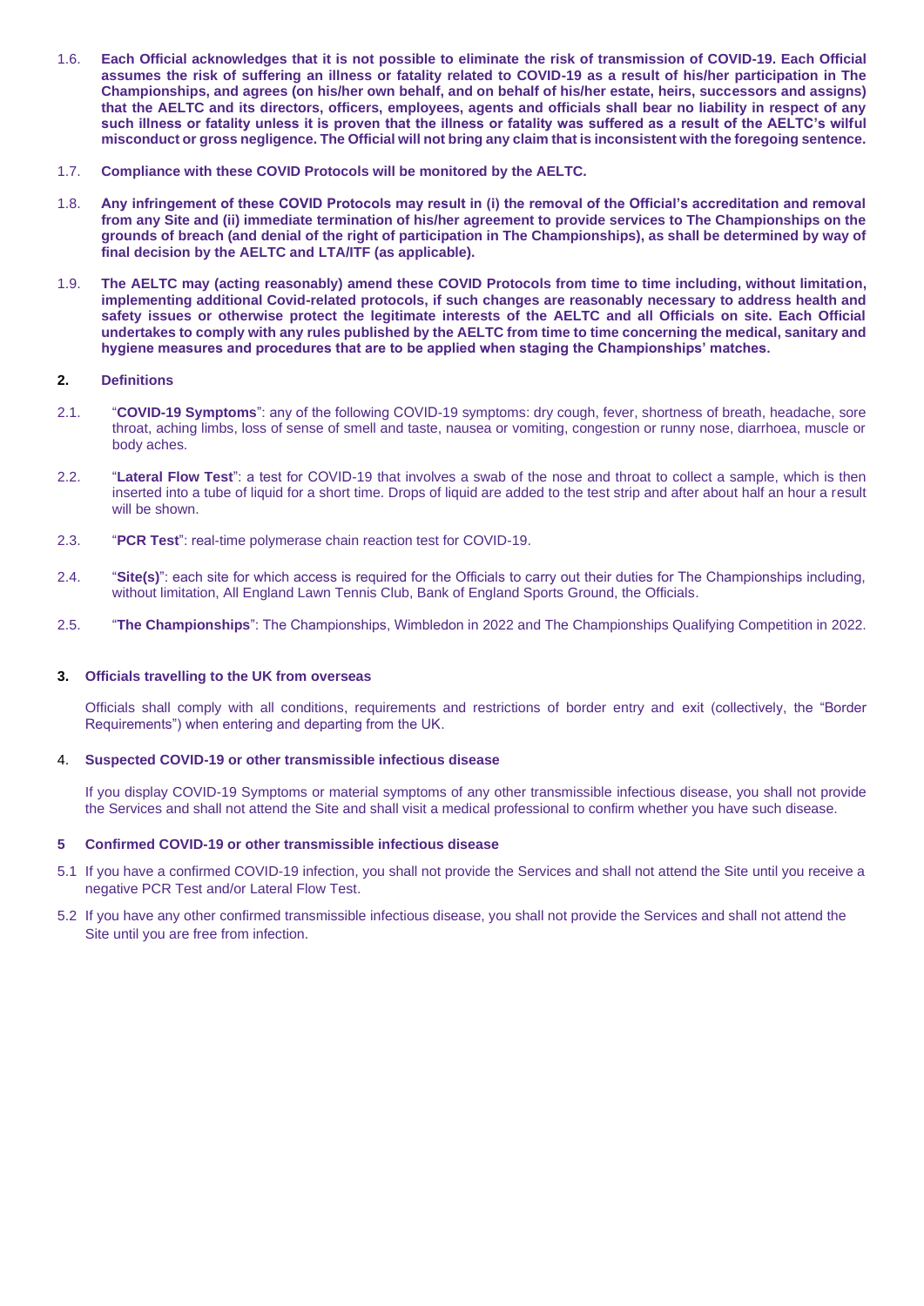1.6. **Each Official acknowledges that it is not possible to eliminate the risk of transmission of COVID-19. Each Official assumes the risk of suffering an illness or fatality related to COVID-19 as a result of his/her participation in The Championships, and agrees (on his/her own behalf, and on behalf of his/her estate, heirs, successors and assigns) that the AELTC and its directors, officers, employees, agents and officials shall bear no liability in respect of any such illness or fatality unless it is proven that the illness or fatality was suffered as a result of the AELTC's wilful misconduct or gross negligence. The Official will not bring any claim that is inconsistent with the foregoing sentence.**

1.7. **Compliance with these COVID Protocols will be monitored by the AELTC.**

1.8. **Any infringement of these COVID Protocols may result in (i) the removal of the Official's accreditation and removal from any Site and (ii) immediate termination of his/her agreement to provide services to The Championships on the grounds of breach (and denial of the right of participation in The Championships), as shall be determined by way of final decision by the AELTC and LTA/ITF (as applicable).**

1.9. **The AELTC may (acting reasonably) amend these COVID Protocols from time to time including, without limitation, implementing additional Covid-related protocols, if such changes are reasonably necessary to address health and safety issues or otherwise protect the legitimate interests of the AELTC and all Officials on site. Each Official undertakes to comply with any rules published by the AELTC from time to time concerning the medical, sanitary and hygiene measures and procedures that are to be applied when staging the Championships' matches.**

## 2. Definitions

2.1. "**COVID-19 Symptoms**": any of the following COVID-19 symptoms: dry cough, fever, shortness of breath, headache, sore throat, aching limbs, loss of sense of smell and taste, nausea or vomiting, congestion or runny nose, diarrhoea, muscle or body aches.

2.2. "**Lateral Flow Test**": a test for COVID-19 that involves a swab of the nose and throat to collect a sample, which is then inserted into a tube of liquid for a short time. Drops of liquid are added to the test strip and after about half an hour a result will be shown.

2.3. "**PCR Test**": real-time polymerase chain reaction test for COVID-19.

2.4. "**Site(s)**": each site for which access is required for the Officials to carry out their duties for The Championships including, without limitation, All England Lawn Tennis Club, Bank of England Sports Ground, the Officials.

2.5. "**The Championships**": The Championships, Wimbledon in 2022 and The Championships Qualifying Competition in 2022.

## 3. Officials travelling to the UK from overseas

Officials shall comply with all conditions, requirements and restrictions of border entry and exit (collectively, the "Border Requirements") when entering and departing from the UK.

## 4. Suspected COVID-19 or other transmissible infectious disease

If you display COVID-19 Symptoms or material symptoms of any other transmissible infectious disease, you shall not provide the Services and shall not attend the Site and shall visit a medical professional to confirm whether you have such disease.

## 5 Confirmed COVID-19 or other transmissible infectious disease

5.1 If you have a confirmed COVID-19 infection, you shall not provide the Services and shall not attend the Site until you receive a negative PCR Test and/or Lateral Flow Test.

5.2 If you have any other confirmed transmissible infectious disease, you shall not provide the Services and shall not attend the Site until you are free from infection.